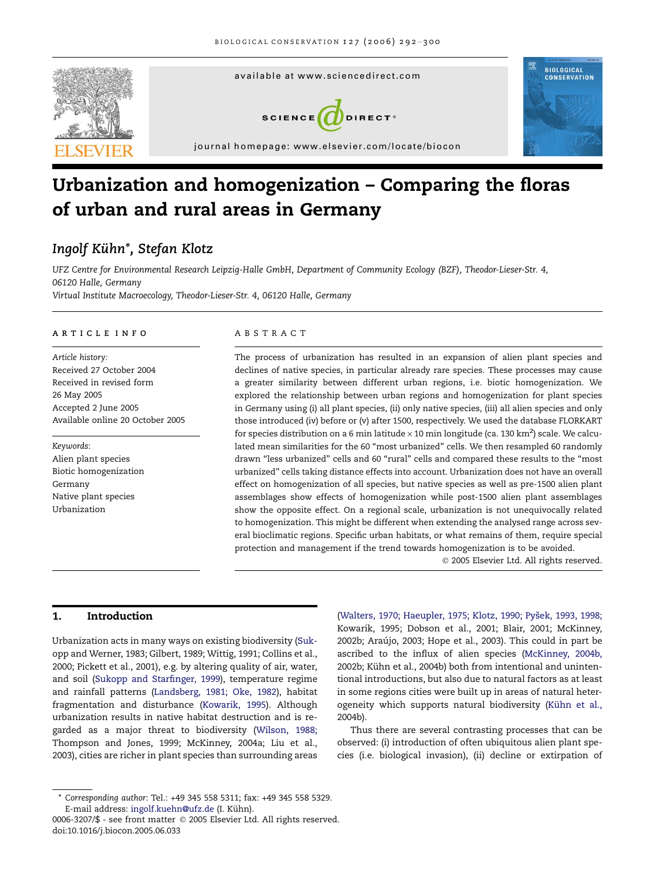# Urbanization and homogenization – Comparing the floras of urban and rural areas in Germany

*Ingolf Kühn\*, Stefan Klotz*

*UFZ Centre for Environmental Research Leipzig-Halle GmbH, Department of Community Ecology (BZF), Theodor-Lieser-Str. 4, 06120 Halle, Germany*

*Virtual Institute Macroecology, Theodor-Lieser-Str. 4, 06120 Halle, Germany*

## ARTICLE INFO

*Article history:*
Received 27 October 2004
Received in revised form 26 May 2005
Accepted 2 June 2005
Available online 20 October 2005

*Keywords:*
Alien plant species
Biotic homogenization
Germany
Native plant species
Urbanization

## ABSTRACT

The process of urbanization has resulted in an expansion of alien plant species and declines of native species, in particular already rare species. These processes may cause a greater similarity between different urban regions, i.e. biotic homogenization. We explored the relationship between urban regions and homogenization for plant species in Germany using (i) all plant species, (ii) only native species, (iii) all alien species and only those introduced (iv) before or (v) after 1500, respectively. We used the database FLORKART for species distribution on a 6 min latitude × 10 min longitude (ca. 130 km$^2$) scale. We calculated mean similarities for the 60 "most urbanized" cells. We then resampled 60 randomly drawn "less urbanized" cells and 60 "rural" cells and compared these results to the "most urbanized" cells taking distance effects into account. Urbanization does not have an overall effect on homogenization of all species, but native species as well as pre-1500 alien plant assemblages show effects of homogenization while post-1500 alien plant assemblages show the opposite effect. On a regional scale, urbanization is not unequivocally related to homogenization. This might be different when extending the analysed range across several bioclimatic regions. Specific urban habitats, or what remains of them, require special protection and management if the trend towards homogenization is to be avoided.

© 2005 Elsevier Ltd. All rights reserved.

## 1. Introduction

Urbanization acts in many ways on existing biodiversity (Sukopp and Werner, 1983; Gilbert, 1989; Wittig, 1991; Collins et al., 2000; Pickett et al., 2001), e.g. by altering quality of air, water, and soil (Sukopp and Starfinger, 1999), temperature regime and rainfall patterns (Landsberg, 1981; Oke, 1982), habitat fragmentation and disturbance (Kowarik, 1995). Although urbanization results in native habitat destruction and is regarded as a major threat to biodiversity (Wilson, 1988; Thompson and Jones, 1999; McKinney, 2004a; Liu et al., 2003), cities are richer in plant species than surrounding areas (Walters, 1970; Haeupler, 1975; Klotz, 1990; Pyšek, 1993, 1998; Kowarik, 1995; Dobson et al., 2001; Blair, 2001; McKinney, 2002b; Araújo, 2003; Hope et al., 2003). This could in part be ascribed to the influx of alien species (McKinney, 2004b, 2002b; Kühn et al., 2004b) both from intentional and unintentional introductions, but also due to natural factors as at least in some regions cities were built up in areas of natural heterogeneity which supports natural biodiversity (Kühn et al., 2004b).

Thus there are several contrasting processes that can be observed: (i) introduction of often ubiquitous alien plant species (i.e. biological invasion), (ii) decline or extirpation of

\* *Corresponding author*: Tel.: +49 345 558 5311; fax: +49 345 558 5329.
E-mail address: ingolf.kuehn@ufz.de (I. Kühn).

0006-3207/$ - see front matter © 2005 Elsevier Ltd. All rights reserved.
doi:10.1016/j.biocon.2005.06.033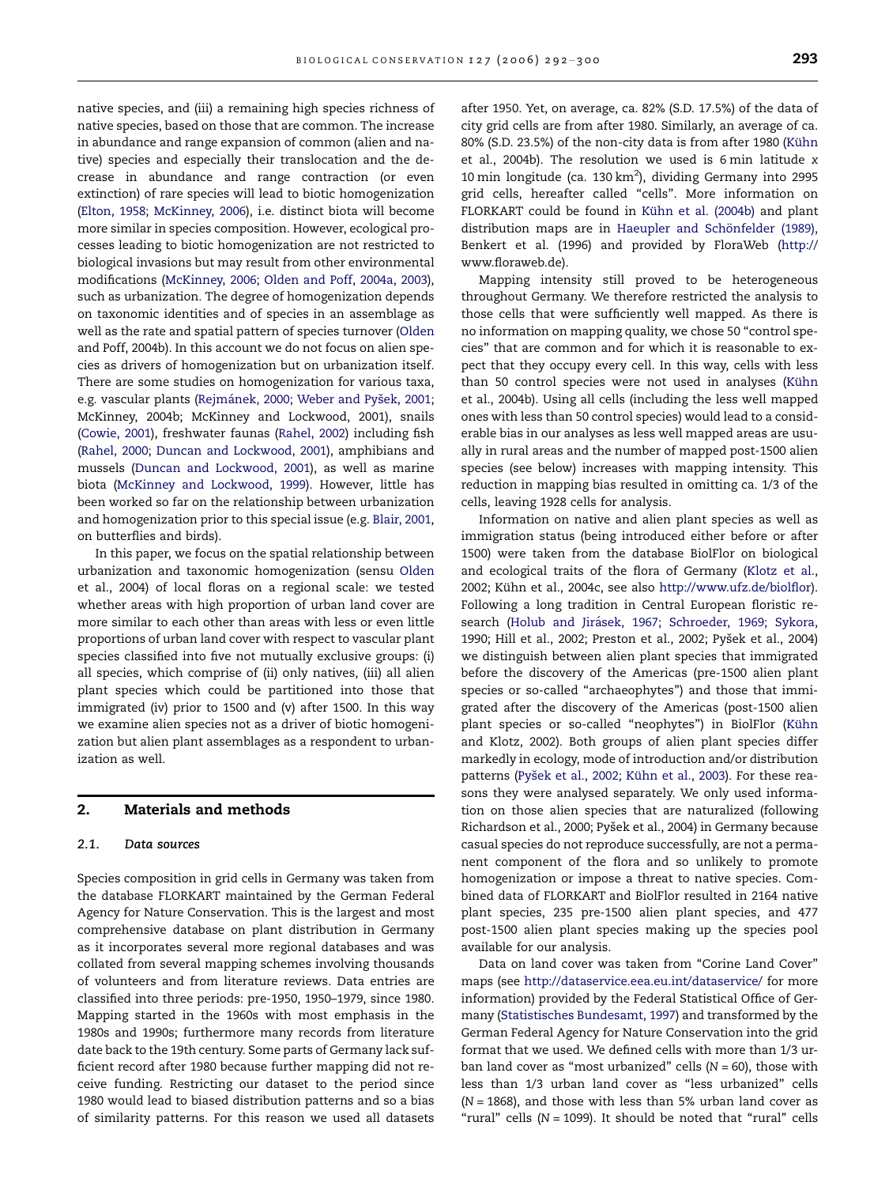native species, and (iii) a remaining high species richness of native species, based on those that are common. The increase in abundance and range expansion of common (alien and native) species and especially their translocation and the decrease in abundance and range contraction (or even extinction) of rare species will lead to biotic homogenization (Elton, 1958; McKinney, 2006), i.e. distinct biota will become more similar in species composition. However, ecological processes leading to biotic homogenization are not restricted to biological invasions but may result from other environmental modifications (McKinney, 2006; Olden and Poff, 2004a, 2003), such as urbanization. The degree of homogenization depends on taxonomic identities and of species in an assemblage as well as the rate and spatial pattern of species turnover (Olden and Poff, 2004b). In this account we do not focus on alien species as drivers of homogenization but on urbanization itself. There are some studies on homogenization for various taxa, e.g. vascular plants (Rejmánek, 2000; Weber and Pyšek, 2001; McKinney, 2004b; McKinney and Lockwood, 2001), snails (Cowie, 2001), freshwater faunas (Rahel, 2002) including fish (Rahel, 2000; Duncan and Lockwood, 2001), amphibians and mussels (Duncan and Lockwood, 2001), as well as marine biota (McKinney and Lockwood, 1999). However, little has been worked so far on the relationship between urbanization and homogenization prior to this special issue (e.g. Blair, 2001, on butterflies and birds).

In this paper, we focus on the spatial relationship between urbanization and taxonomic homogenization (sensu Olden et al., 2004) of local floras on a regional scale: we tested whether areas with high proportion of urban land cover are more similar to each other than areas with less or even little proportions of urban land cover with respect to vascular plant species classified into five not mutually exclusive groups: (i) all species, which comprise of (ii) only natives, (iii) all alien plant species which could be partitioned into those that immigrated (iv) prior to 1500 and (v) after 1500. In this way we examine alien species not as a driver of biotic homogenization but alien plant assemblages as a respondent to urbanization as well.

## 2. Materials and methods

### 2.1. Data sources

Species composition in grid cells in Germany was taken from the database FLORKART maintained by the German Federal Agency for Nature Conservation. This is the largest and most comprehensive database on plant distribution in Germany as it incorporates several more regional databases and was collated from several mapping schemes involving thousands of volunteers and from literature reviews. Data entries are classified into three periods: pre-1950, 1950–1979, since 1980. Mapping started in the 1960s with most emphasis in the 1980s and 1990s; furthermore many records from literature date back to the 19th century. Some parts of Germany lack sufficient record after 1980 because further mapping did not receive funding. Restricting our dataset to the period since 1980 would lead to biased distribution patterns and so a bias of similarity patterns. For this reason we used all datasets after 1950. Yet, on average, ca. 82% (S.D. 17.5%) of the data of city grid cells are from after 1980. Similarly, an average of ca. 80% (S.D. 23.5%) of the non-city data is from after 1980 (Kühn et al., 2004b). The resolution we used is 6 min latitude x 10 min longitude (ca. 130 km$^2$), dividing Germany into 2995 grid cells, hereafter called "cells". More information on FLORKART could be found in Kühn et al. (2004b) and plant distribution maps are in Haeupler and Schönfelder (1989), Benkert et al. (1996) and provided by FloraWeb (http://www.floraweb.de).

Mapping intensity still proved to be heterogeneous throughout Germany. We therefore restricted the analysis to those cells that were sufficiently well mapped. As there is no information on mapping quality, we chose 50 "control species" that are common and for which it is reasonable to expect that they occupy every cell. In this way, cells with less than 50 control species were not used in analyses (Kühn et al., 2004b). Using all cells (including the less well mapped ones with less than 50 control species) would lead to a considerable bias in our analyses as less well mapped areas are usually in rural areas and the number of mapped post-1500 alien species (see below) increases with mapping intensity. This reduction in mapping bias resulted in omitting ca. 1/3 of the cells, leaving 1928 cells for analysis.

Information on native and alien plant species as well as immigration status (being introduced either before or after 1500) were taken from the database BiolFlor on biological and ecological traits of the flora of Germany (Klotz et al., 2002; Kühn et al., 2004c, see also http://www.ufz.de/biolflor). Following a long tradition in Central European floristic research (Holub and Jirásek, 1967; Schroeder, 1969; Sykora, 1990; Hill et al., 2002; Preston et al., 2002; Pyšek et al., 2004) we distinguish between alien plant species that immigrated before the discovery of the Americas (pre-1500 alien plant species or so-called "archaeophytes") and those that immigrated after the discovery of the Americas (post-1500 alien plant species or so-called "neophytes") in BiolFlor (Kühn and Klotz, 2002). Both groups of alien plant species differ markedly in ecology, mode of introduction and/or distribution patterns (Pyšek et al., 2002; Kühn et al., 2003). For these reasons they were analysed separately. We only used information on those alien species that are naturalized (following Richardson et al., 2000; Pyšek et al., 2004) in Germany because casual species do not reproduce successfully, are not a permanent component of the flora and so unlikely to promote homogenization or impose a threat to native species. Combined data of FLORKART and BiolFlor resulted in 2164 native plant species, 235 pre-1500 alien plant species, and 477 post-1500 alien plant species making up the species pool available for our analysis.

Data on land cover was taken from "Corine Land Cover" maps (see http://dataservice.eea.eu.int/dataservice/ for more information) provided by the Federal Statistical Office of Germany (Statistisches Bundesamt, 1997) and transformed by the German Federal Agency for Nature Conservation into the grid format that we used. We defined cells with more than 1/3 urban land cover as "most urbanized" cells ($N = 60$), those with less than 1/3 urban land cover as "less urbanized" cells ($N = 1868$), and those with less than 5% urban land cover as "rural" cells ($N = 1099$). It should be noted that "rural" cells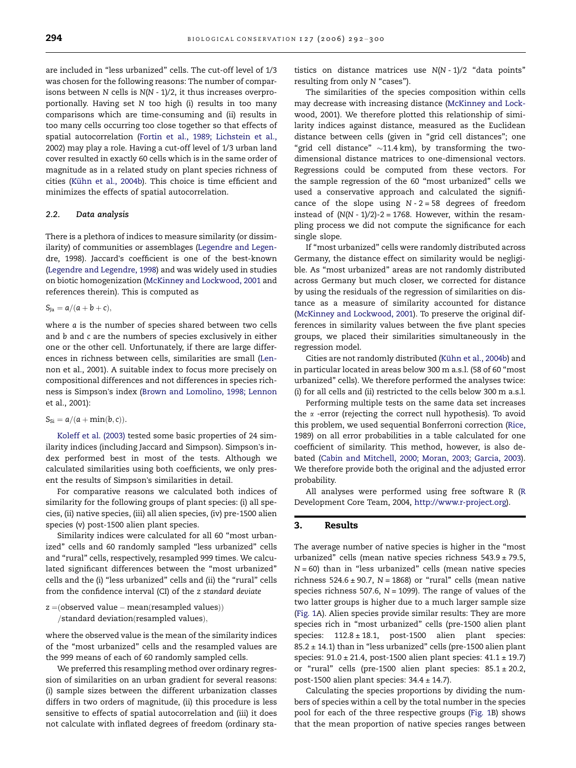are included in "less urbanized" cells. The cut-off level of 1/3 was chosen for the following reasons: The number of comparisons between $N$ cells is $N(N - 1)/2$, it thus increases overproportionally. Having set $N$ too high (i) results in too many comparisons which are time-consuming and (ii) results in too many cells occurring too close together so that effects of spatial autocorrelation (Fortin et al., 1989; Lichstein et al., 2002) may play a role. Having a cut-off level of 1/3 urban land cover resulted in exactly 60 cells which is in the same order of magnitude as in a related study on plant species richness of cities (Kühn et al., 2004b). This choice is time efficient and minimizes the effects of spatial autocorrelation.

### 2.2. Data analysis

There is a plethora of indices to measure similarity (or dissimilarity) of communities or assemblages (Legendre and Legendre, 1998). Jaccard's coefficient is one of the best-known (Legendre and Legendre, 1998) and was widely used in studies on biotic homogenization (McKinney and Lockwood, 2001 and references therein). This is computed as

$$S_{Ja} = a/(a + b + c),$$

where $a$ is the number of species shared between two cells and $b$ and $c$ are the numbers of species exclusively in either one or the other cell. Unfortunately, if there are large differences in richness between cells, similarities are small (Lennon et al., 2001). A suitable index to focus more precisely on compositional differences and not differences in species richness is Simpson's index (Brown and Lomolino, 1998; Lennon et al., 2001):

$$S_{Si} = a/(a + \min(b, c)).$$

Koleff et al. (2003) tested some basic properties of 24 similarity indices (including Jaccard and Simpson). Simpson's index performed best in most of the tests. Although we calculated similarities using both coefficients, we only present the results of Simpson's similarities in detail.

For comparative reasons we calculated both indices of similarity for the following groups of plant species: (i) all species, (ii) native species, (iii) all alien species, (iv) pre-1500 alien species (v) post-1500 alien plant species.

Similarity indices were calculated for all 60 "most urbanized" cells and 60 randomly sampled "less urbanized" cells and "rural" cells, respectively, resampled 999 times. We calculated significant differences between the "most urbanized" cells and the (i) "less urbanized" cells and (ii) the "rural" cells from the confidence interval (CI) of the *z standard deviate*

$$z = (\text{observed value} - \text{mean(resampled values)}) / \text{standard deviation(resampled values)},$$

where the observed value is the mean of the similarity indices of the "most urbanized" cells and the resampled values are the 999 means of each of 60 randomly sampled cells.

We preferred this resampling method over ordinary regression of similarities on an urban gradient for several reasons: (i) sample sizes between the different urbanization classes differs in two orders of magnitude, (ii) this procedure is less sensitive to effects of spatial autocorrelation and (iii) it does not calculate with inflated degrees of freedom (ordinary statistics on distance matrices use $N(N - 1)/2$ "data points" resulting from only $N$ "cases").

The similarities of the species composition within cells may decrease with increasing distance (McKinney and Lockwood, 2001). We therefore plotted this relationship of similarity indices against distance, measured as the Euclidean distance between cells (given in "grid cell distances"; one "grid cell distance" ~11.4 km), by transforming the two-dimensional distance matrices to one-dimensional vectors. Regressions could be computed from these vectors. For the sample regression of the 60 "most urbanized" cells we used a conservative approach and calculated the significance of the slope using $N - 2 = 58$ degrees of freedom instead of $(N(N - 1)/2) - 2 = 1768$. However, within the resampling process we did not compute the significance for each single slope.

If "most urbanized" cells were randomly distributed across Germany, the distance effect on similarity would be negligible. As "most urbanized" areas are not randomly distributed across Germany but much closer, we corrected for distance by using the residuals of the regression of similarities on distance as a measure of similarity accounted for distance (McKinney and Lockwood, 2001). To preserve the original differences in similarity values between the five plant species groups, we placed their similarities simultaneously in the regression model.

Cities are not randomly distributed (Kühn et al., 2004b) and in particular located in areas below 300 m a.s.l. (58 of 60 "most urbanized" cells). We therefore performed the analyses twice: (i) for all cells and (ii) restricted to the cells below 300 m a.s.l.

Performing multiple tests on the same data set increases the $\alpha$ -error (rejecting the correct null hypothesis). To avoid this problem, we used sequential Bonferroni correction (Rice, 1989) on all error probabilities in a table calculated for one coefficient of similarity. This method, however, is also debated (Cabin and Mitchell, 2000; Moran, 2003; Garcia, 2003). We therefore provide both the original and the adjusted error probability.

All analyses were performed using free software R (R Development Core Team, 2004, http://www.r-project.org).

## 3. Results

The average number of native species is higher in the "most urbanized" cells (mean native species richness $543.9 \pm 79.5$, $N = 60$) than in "less urbanized" cells (mean native species richness $524.6 \pm 90.7$, $N = 1868$) or "rural" cells (mean native species richness 507.6, $N = 1099$). The range of values of the two latter groups is higher due to a much larger sample size (Fig. 1A). Alien species provide similar results: They are more species rich in "most urbanized" cells (pre-1500 alien plant species: $112.8 \pm 18.1$, post-1500 alien plant species: $85.2 \pm 14.1$) than in "less urbanized" cells (pre-1500 alien plant species: $91.0 \pm 21.4$, post-1500 alien plant species: $41.1 \pm 19.7$) or "rural" cells (pre-1500 alien plant species: $85.1 \pm 20.2$, post-1500 alien plant species: $34.4 \pm 14.7$).

Calculating the species proportions by dividing the numbers of species within a cell by the total number in the species pool for each of the three respective groups (Fig. 1B) shows that the mean proportion of native species ranges between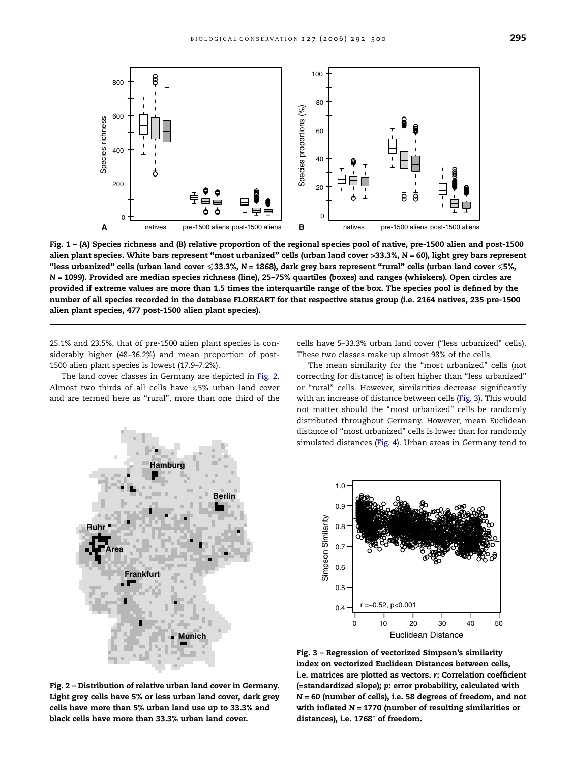Fig. 1 – (A) Species richness and (B) relative proportion of the regional species pool of native, pre-1500 alien and post-1500 alien plant species. White bars represent "most urbanized" cells (urban land cover >33.3%, $N = 60$), light grey bars represent "less urbanized" cells (urban land cover $\leqslant 33.3\%$, $N = 1868$), dark grey bars represent "rural" cells (urban land cover $\leqslant 5\%$, $N = 1099$). Provided are median species richness (line), 25–75% quartiles (boxes) and ranges (whiskers). Open circles are provided if extreme values are more than 1.5 times the interquartile range of the box. The species pool is defined by the number of all species recorded in the database FLORKART for that respective status group (i.e. 2164 natives, 235 pre-1500 alien plant species, 477 post-1500 alien plant species).

25.1% and 23.5%, that of pre-1500 alien plant species is considerably higher (48–36.2%) and mean proportion of post-1500 alien plant species is lowest (17.9–7.2%).

The land cover classes in Germany are depicted in Fig. 2. Almost two thirds of all cells have $\leqslant 5\%$ urban land cover and are termed here as "rural", more than one third of the cells have 5–33.3% urban land cover ("less urbanized" cells). These two classes make up almost 98% of the cells.

The mean similarity for the "most urbanized" cells (not correcting for distance) is often higher than "less urbanized" or "rural" cells. However, similarities decrease significantly with an increase of distance between cells (Fig. 3). This would not matter should the "most urbanized" cells be randomly distributed throughout Germany. However, mean Euclidean distance of "most urbanized" cells is lower than for randomly simulated distances (Fig. 4). Urban areas in Germany tend to

Fig. 2 – Distribution of relative urban land cover in Germany. Light grey cells have 5% or less urban land cover, dark grey cells have more than 5% urban land use up to 33.3% and black cells have more than 33.3% urban land cover.

Fig. 3 – Regression of vectorized Simpson's similarity index on vectorized Euclidean Distances between cells, i.e. matrices are plotted as vectors. $r$: Correlation coefficient (=standardized slope); $p$: error probability, calculated with $N = 60$ (number of cells), i.e. 58 degrees of freedom, and not with inflated $N = 1770$ (number of resulting similarities or distances), i.e. 1768° of freedom.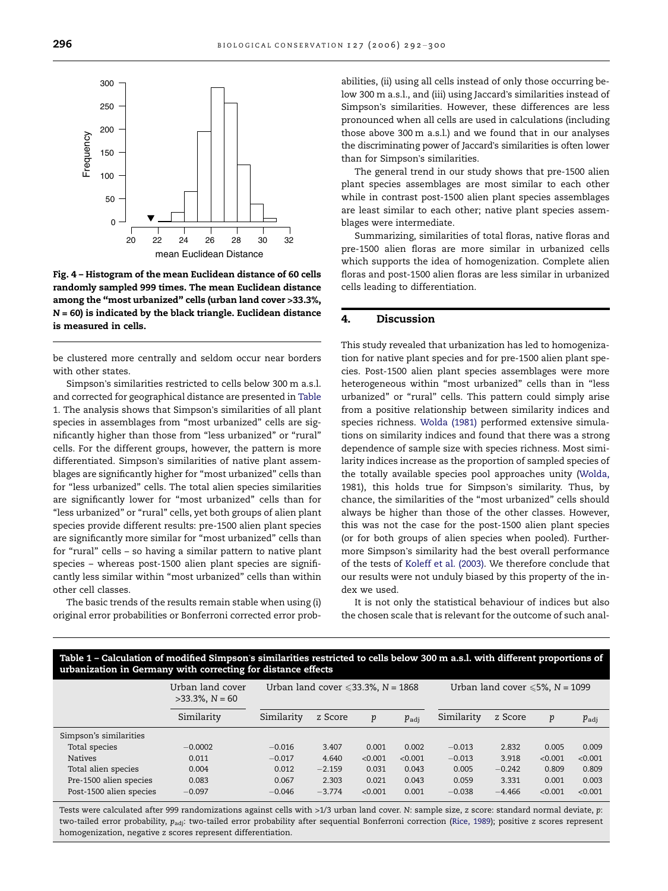Fig. 4 – Histogram of the mean Euclidean distance of 60 cells randomly sampled 999 times. The mean Euclidean distance among the "most urbanized" cells (urban land cover >33.3%, N = 60) is indicated by the black triangle. Euclidean distance is measured in cells.

be clustered more centrally and seldom occur near borders with other states.

Simpson's similarities restricted to cells below 300 m a.s.l. and corrected for geographical distance are presented in Table 1. The analysis shows that Simpson's similarities of all plant species in assemblages from "most urbanized" cells are significantly higher than those from "less urbanized" or "rural" cells. For the different groups, however, the pattern is more differentiated. Simpson's similarities of native plant assemblages are significantly higher for "most urbanized" cells than for "less urbanized" cells. The total alien species similarities are significantly lower for "most urbanized" cells than for "less urbanized" or "rural" cells, yet both groups of alien plant species provide different results: pre-1500 alien plant species are significantly more similar for "most urbanized" cells than for "rural" cells – so having a similar pattern to native plant species – whereas post-1500 alien plant species are significantly less similar within "most urbanized" cells than within other cell classes.

The basic trends of the results remain stable when using (i) original error probabilities or Bonferroni corrected error probabilities, (ii) using all cells instead of only those occurring below 300 m a.s.l., and (iii) using Jaccard's similarities instead of Simpson's similarities. However, these differences are less pronounced when all cells are used in calculations (including those above 300 m a.s.l.) and we found that in our analyses the discriminating power of Jaccard's similarities is often lower than for Simpson's similarities.

The general trend in our study shows that pre-1500 alien plant species assemblages are most similar to each other while in contrast post-1500 alien plant species assemblages are least similar to each other; native plant species assemblages were intermediate.

Summarizing, similarities of total floras, native floras and pre-1500 alien floras are more similar in urbanized cells which supports the idea of homogenization. Complete alien floras and post-1500 alien floras are less similar in urbanized cells leading to differentiation.

## 4. Discussion

This study revealed that urbanization has led to homogenization for native plant species and for pre-1500 alien plant species. Post-1500 alien plant species assemblages were more heterogeneous within "most urbanized" cells than in "less urbanized" or "rural" cells. This pattern could simply arise from a positive relationship between similarity indices and species richness. Wolda (1981) performed extensive simulations on similarity indices and found that there was a strong dependence of sample size with species richness. Most similarity indices increase as the proportion of sampled species of the totally available species pool approaches unity (Wolda, 1981), this holds true for Simpson's similarity. Thus, by chance, the similarities of the "most urbanized" cells should always be higher than those of the other classes. However, this was not the case for the post-1500 alien plant species (or for both groups of alien species when pooled). Furthermore Simpson's similarity had the best overall performance of the tests of Koleff et al. (2003). We therefore conclude that our results were not unduly biased by this property of the index we used.

It is not only the statistical behaviour of indices but also the chosen scale that is relevant for the outcome of such anal-

**Table 1 – Calculation of modified Simpson's similarities restricted to cells below 300 m a.s.l. with different proportions of urbanization in Germany with correcting for distance effects**

| | Urban land cover >33.3%, N = 60 | Urban land cover ⩽33.3%, N = 1868 | | | | Urban land cover ⩽5%, N = 1099 | | | |
|---|---|---|---|---|---|---|---|---|---|
| | Similarity | Similarity | z Score | $p$ | $p_{adj}$ | Similarity | z Score | $p$ | $p_{adj}$ |
| Simpson's similarities | | | | | | | | | |
| Total species | −0.0002 | −0.016 | 3.407 | 0.001 | 0.002 | −0.013 | 2.832 | 0.005 | 0.009 |
| Natives | 0.011 | −0.017 | 4.640 | <0.001 | <0.001 | −0.013 | 3.918 | <0.001 | <0.001 |
| Total alien species | 0.004 | 0.012 | −2.159 | 0.031 | 0.043 | 0.005 | −0.242 | 0.809 | 0.809 |
| Pre-1500 alien species | 0.083 | 0.067 | 2.303 | 0.021 | 0.043 | 0.059 | 3.331 | 0.001 | 0.003 |
| Post-1500 alien species | −0.097 | −0.046 | −3.774 | <0.001 | 0.001 | −0.038 | −4.466 | <0.001 | <0.001 |

Tests were calculated after 999 randomizations against cells with >1/3 urban land cover. N: sample size, z score: standard normal deviate, $p$: two-tailed error probability, $p_{adj}$: two-tailed error probability after sequential Bonferroni correction (Rice, 1989); positive z scores represent homogenization, negative z scores represent differentiation.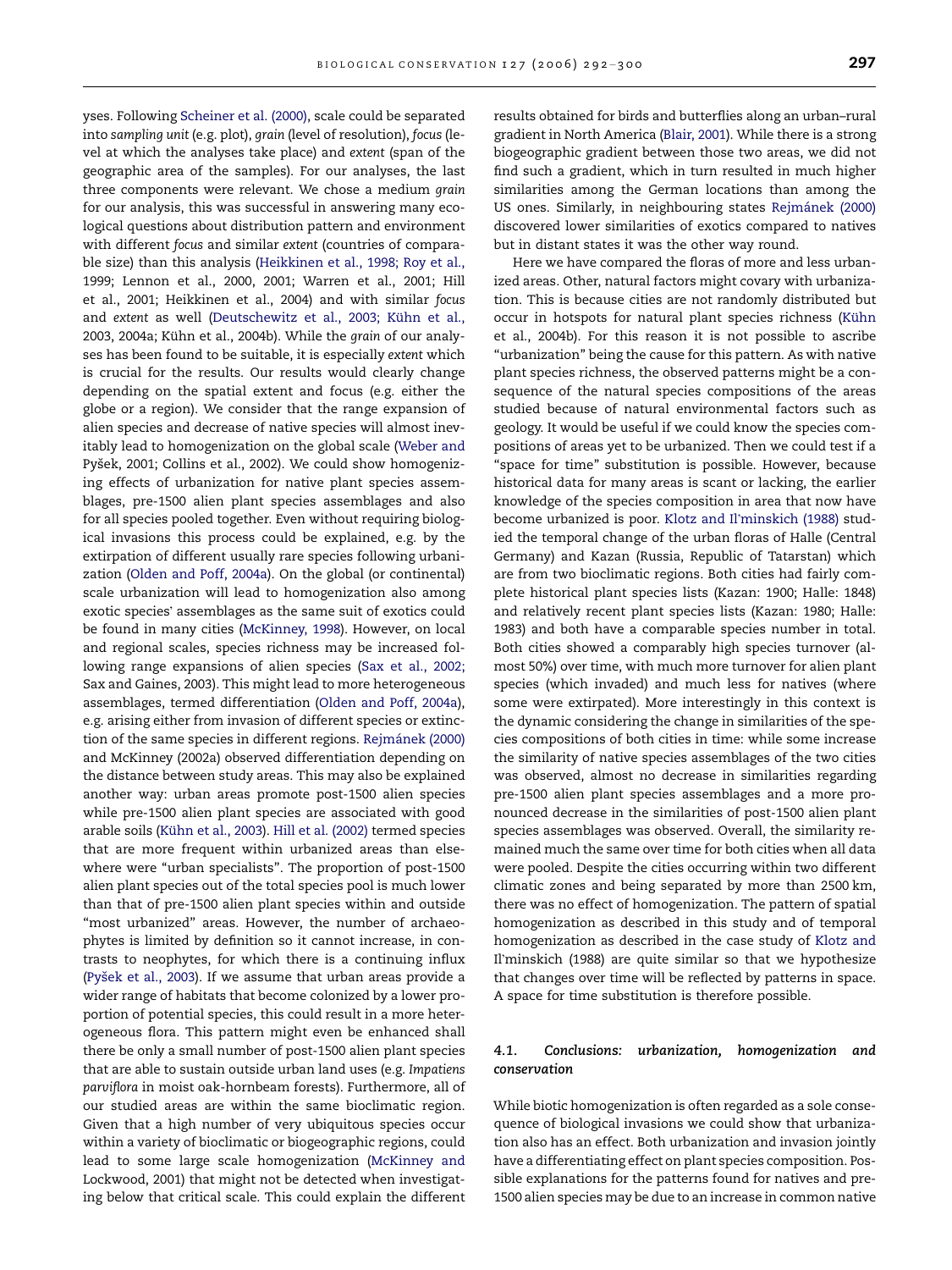yses. Following Scheiner et al. (2000), scale could be separated into *sampling unit* (e.g. plot), *grain* (level of resolution), *focus* (level at which the analyses take place) and *extent* (span of the geographic area of the samples). For our analyses, the last three components were relevant. We chose a medium *grain* for our analysis, this was successful in answering many ecological questions about distribution pattern and environment with different *focus* and similar *extent* (countries of comparable size) than this analysis (Heikkinen et al., 1998; Roy et al., 1999; Lennon et al., 2000, 2001; Warren et al., 2001; Hill et al., 2001; Heikkinen et al., 2004) and with similar *focus* and *extent* as well (Deutschewitz et al., 2003; Kühn et al., 2003, 2004a; Kühn et al., 2004b). While the *grain* of our analyses has been found to be suitable, it is especially *extent* which is crucial for the results. Our results would clearly change depending on the spatial extent and focus (e.g. either the globe or a region). We consider that the range expansion of alien species and decrease of native species will almost inevitably lead to homogenization on the global scale (Weber and Pyšek, 2001; Collins et al., 2002). We could show homogenizing effects of urbanization for native plant species assemblages, pre-1500 alien plant species assemblages and also for all species pooled together. Even without requiring biological invasions this process could be explained, e.g. by the extirpation of different usually rare species following urbanization (Olden and Poff, 2004a). On the global (or continental) scale urbanization will lead to homogenization also among exotic species' assemblages as the same suit of exotics could be found in many cities (McKinney, 1998). However, on local and regional scales, species richness may be increased following range expansions of alien species (Sax et al., 2002; Sax and Gaines, 2003). This might lead to more heterogeneous assemblages, termed differentiation (Olden and Poff, 2004a), e.g. arising either from invasion of different species or extinction of the same species in different regions. Rejmánek (2000) and McKinney (2002a) observed differentiation depending on the distance between study areas. This may also be explained another way: urban areas promote post-1500 alien species while pre-1500 alien plant species are associated with good arable soils (Kühn et al., 2003). Hill et al. (2002) termed species that are more frequent within urbanized areas than elsewhere were "urban specialists". The proportion of post-1500 alien plant species out of the total species pool is much lower than that of pre-1500 alien plant species within and outside "most urbanized" areas. However, the number of archaeophytes is limited by definition so it cannot increase, in contrasts to neophytes, for which there is a continuing influx (Pyšek et al., 2003). If we assume that urban areas provide a wider range of habitats that become colonized by a lower proportion of potential species, this could result in a more heterogeneous flora. This pattern might even be enhanced shall there be only a small number of post-1500 alien plant species that are able to sustain outside urban land uses (e.g. *Impatiens parviflora* in moist oak-hornbeam forests). Furthermore, all of our studied areas are within the same bioclimatic region. Given that a high number of very ubiquitous species occur within a variety of bioclimatic or biogeographic regions, could lead to some large scale homogenization (McKinney and Lockwood, 2001) that might not be detected when investigating below that critical scale. This could explain the different results obtained for birds and butterflies along an urban–rural gradient in North America (Blair, 2001). While there is a strong biogeographic gradient between those two areas, we did not find such a gradient, which in turn resulted in much higher similarities among the German locations than among the US ones. Similarly, in neighbouring states Rejmánek (2000) discovered lower similarities of exotics compared to natives but in distant states it was the other way round.

Here we have compared the floras of more and less urbanized areas. Other, natural factors might covary with urbanization. This is because cities are not randomly distributed but occur in hotspots for natural plant species richness (Kühn et al., 2004b). For this reason it is not possible to ascribe "urbanization" being the cause for this pattern. As with native plant species richness, the observed patterns might be a consequence of the natural species compositions of the areas studied because of natural environmental factors such as geology. It would be useful if we could know the species compositions of areas yet to be urbanized. Then we could test if a "space for time" substitution is possible. However, because historical data for many areas is scant or lacking, the earlier knowledge of the species composition in area that now have become urbanized is poor. Klotz and Il'minskich (1988) studied the temporal change of the urban floras of Halle (Central Germany) and Kazan (Russia, Republic of Tatarstan) which are from two bioclimatic regions. Both cities had fairly complete historical plant species lists (Kazan: 1900; Halle: 1848) and relatively recent plant species lists (Kazan: 1980; Halle: 1983) and both have a comparable species number in total. Both cities showed a comparably high species turnover (almost 50%) over time, with much more turnover for alien plant species (which invaded) and much less for natives (where some were extirpated). More interestingly in this context is the dynamic considering the change in similarities of the species compositions of both cities in time: while some increase the similarity of native species assemblages of the two cities was observed, almost no decrease in similarities regarding pre-1500 alien plant species assemblages and a more pronounced decrease in the similarities of post-1500 alien plant species assemblages was observed. Overall, the similarity remained much the same over time for both cities when all data were pooled. Despite the cities occurring within two different climatic zones and being separated by more than 2500 km, there was no effect of homogenization. The pattern of spatial homogenization as described in this study and of temporal homogenization as described in the case study of Klotz and Il'minskich (1988) are quite similar so that we hypothesize that changes over time will be reflected by patterns in space. A space for time substitution is therefore possible.

### 4.1. Conclusions: urbanization, homogenization and conservation

While biotic homogenization is often regarded as a sole consequence of biological invasions we could show that urbanization also has an effect. Both urbanization and invasion jointly have a differentiating effect on plant species composition. Possible explanations for the patterns found for natives and pre-1500 alien species may be due to an increase in common native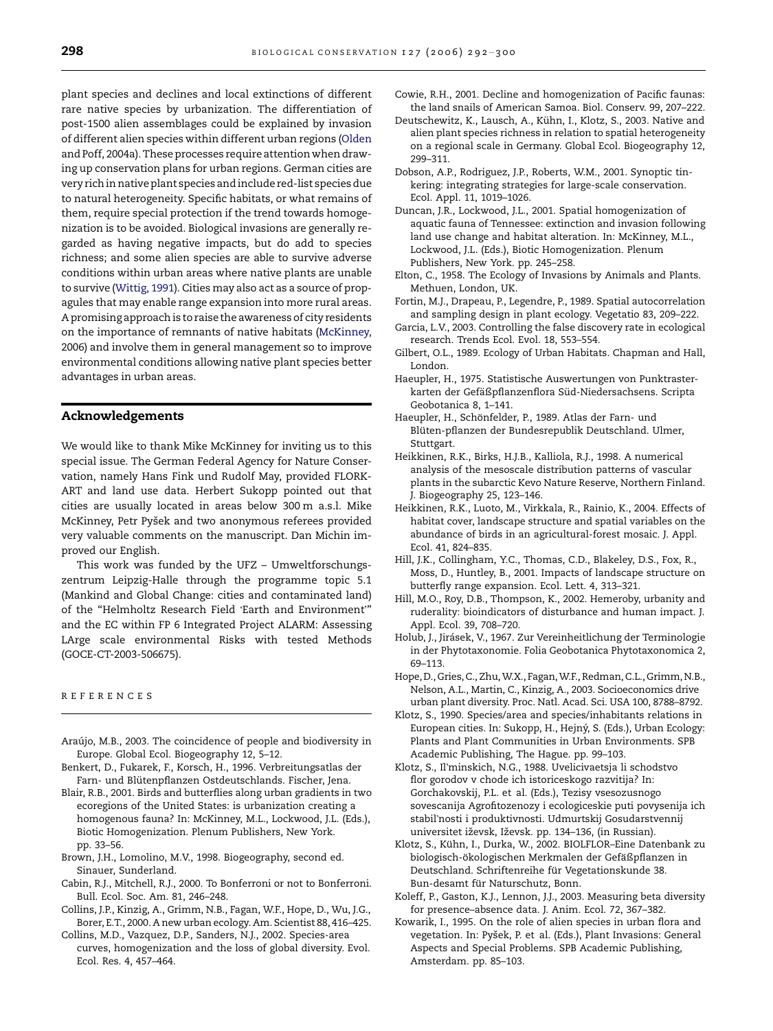plant species and declines and local extinctions of different rare native species by urbanization. The differentiation of post-1500 alien assemblages could be explained by invasion of different alien species within different urban regions (Olden and Poff, 2004a). These processes require attention when drawing up conservation plans for urban regions. German cities are very rich in native plant species and include red-list species due to natural heterogeneity. Specific habitats, or what remains of them, require special protection if the trend towards homogenization is to be avoided. Biological invasions are generally regarded as having negative impacts, but do add to species richness; and some alien species are able to survive adverse conditions within urban areas where native plants are unable to survive (Wittig, 1991). Cities may also act as a source of propagules that may enable range expansion into more rural areas. A promising approach is to raise the awareness of city residents on the importance of remnants of native habitats (McKinney, 2006) and involve them in general management so to improve environmental conditions allowing native plant species better advantages in urban areas.

## Acknowledgements

We would like to thank Mike McKinney for inviting us to this special issue. The German Federal Agency for Nature Conservation, namely Hans Fink und Rudolf May, provided FLORKART and land use data. Herbert Sukopp pointed out that cities are usually located in areas below 300 m a.s.l. Mike McKinney, Petr Pyšek and two anonymous referees provided very valuable comments on the manuscript. Dan Michin improved our English.

This work was funded by the UFZ – Umweltforschungszentrum Leipzig-Halle through the programme topic 5.1 (Mankind and Global Change: cities and contaminated land) of the "Helmholtz Research Field 'Earth and Environment'" and the EC within FP 6 Integrated Project ALARM: Assessing LArge scale environmental Risks with tested Methods (GOCE-CT-2003-506675).

## REFERENCES

Araújo, M.B., 2003. The coincidence of people and biodiversity in Europe. Global Ecol. Biogeography 12, 5–12.

Benkert, D., Fukarek, F., Korsch, H., 1996. Verbreitungsatlas der Farn- und Blütenpflanzen Ostdeutschlands. Fischer, Jena.

Blair, R.B., 2001. Birds and butterflies along urban gradients in two ecoregions of the United States: is urbanization creating a homogenous fauna? In: McKinney, M.L., Lockwood, J.L. (Eds.), Biotic Homogenization. Plenum Publishers, New York. pp. 33–56.

Brown, J.H., Lomolino, M.V., 1998. Biogeography, second ed. Sinauer, Sunderland.

Cabin, R.J., Mitchell, R.J., 2000. To Bonferroni or not to Bonferroni. Bull. Ecol. Soc. Am. 81, 246–248.

Collins, J.P., Kinzig, A., Grimm, N.B., Fagan, W.F., Hope, D., Wu, J.G., Borer, E.T., 2000. A new urban ecology. Am. Scientist 88, 416–425.

Collins, M.D., Vazquez, D.P., Sanders, N.J., 2002. Species-area curves, homogenization and the loss of global diversity. Evol. Ecol. Res. 4, 457–464.

Cowie, R.H., 2001. Decline and homogenization of Pacific faunas: the land snails of American Samoa. Biol. Conserv. 99, 207–222.

Deutschewitz, K., Lausch, A., Kühn, I., Klotz, S., 2003. Native and alien plant species richness in relation to spatial heterogeneity on a regional scale in Germany. Global Ecol. Biogeography 12, 299–311.

Dobson, A.P., Rodriguez, J.P., Roberts, W.M., 2001. Synoptic tinkering: integrating strategies for large-scale conservation. Ecol. Appl. 11, 1019–1026.

Duncan, J.R., Lockwood, J.L., 2001. Spatial homogenization of aquatic fauna of Tennessee: extinction and invasion following land use change and habitat alteration. In: McKinney, M.L., Lockwood, J.L. (Eds.), Biotic Homogenization. Plenum Publishers, New York. pp. 245–258.

Elton, C., 1958. The Ecology of Invasions by Animals and Plants. Methuen, London, UK.

Fortin, M.J., Drapeau, P., Legendre, P., 1989. Spatial autocorrelation and sampling design in plant ecology. Vegetatio 83, 209–222.

Garcia, L.V., 2003. Controlling the false discovery rate in ecological research. Trends Ecol. Evol. 18, 553–554.

Gilbert, O.L., 1989. Ecology of Urban Habitats. Chapman and Hall, London.

Haeupler, H., 1975. Statistische Auswertungen von Punktrasterkarten der Gefäßpflanzenflora Süd-Niedersachsens. Scripta Geobotanica 8, 1–141.

Haeupler, H., Schönfelder, P., 1989. Atlas der Farn- und Blüten-pflanzen der Bundesrepublik Deutschland. Ulmer, Stuttgart.

Heikkinen, R.K., Birks, H.J.B., Kalliola, R.J., 1998. A numerical analysis of the mesoscale distribution patterns of vascular plants in the subarctic Kevo Nature Reserve, Northern Finland. J. Biogeography 25, 123–146.

Heikkinen, R.K., Luoto, M., Virkkala, R., Rainio, K., 2004. Effects of habitat cover, landscape structure and spatial variables on the abundance of birds in an agricultural-forest mosaic. J. Appl. Ecol. 41, 824–835.

Hill, J.K., Collingham, Y.C., Thomas, C.D., Blakeley, D.S., Fox, R., Moss, D., Huntley, B., 2001. Impacts of landscape structure on butterfly range expansion. Ecol. Lett. 4, 313–321.

Hill, M.O., Roy, D.B., Thompson, K., 2002. Hemeroby, urbanity and ruderality: bioindicators of disturbance and human impact. J. Appl. Ecol. 39, 708–720.

Holub, J., Jirásek, V., 1967. Zur Vereinheitlichung der Terminologie in der Phytotaxonomie. Folia Geobotanica Phytotaxonomica 2, 69–113.

Hope, D., Gries, C., Zhu, W.X., Fagan, W.F., Redman, C.L., Grimm, N.B., Nelson, A.L., Martin, C., Kinzig, A., 2003. Socioeconomics drive urban plant diversity. Proc. Natl. Acad. Sci. USA 100, 8788–8792.

Klotz, S., 1990. Species/area and species/inhabitants relations in European cities. In: Sukopp, H., Hejný, S. (Eds.), Urban Ecology: Plants and Plant Communities in Urban Environments. SPB Academic Publishing, The Hague. pp. 99–103.

Klotz, S., Il'minskich, N.G., 1988. Uvelicivaetsja li schodstvo flor gorodov v chode ich istoriceskogo razvitija? In: Gorchakovskij, P.L. et al. (Eds.), Tezisy vsesozusnogo sovescanija Agrofitozenozy i ecologiceskie puti povysenija ich stabil'nosti i produktivnosti. Udmurtskij Gosudarstvennij universitet iževsk, Iževsk. pp. 134–136, (in Russian).

Klotz, S., Kühn, I., Durka, W., 2002. BIOLFLOR–Eine Datenbank zu biologisch-ökologischen Merkmalen der Gefäßpflanzen in Deutschland. Schriftenreihe für Vegetationskunde 38. Bun-desamt für Naturschutz, Bonn.

Koleff, P., Gaston, K.J., Lennon, J.J., 2003. Measuring beta diversity for presence–absence data. J. Anim. Ecol. 72, 367–382.

Kowarik, I., 1995. On the role of alien species in urban flora and vegetation. In: Pyšek, P. et al. (Eds.), Plant Invasions: General Aspects and Special Problems. SPB Academic Publishing, Amsterdam. pp. 85–103.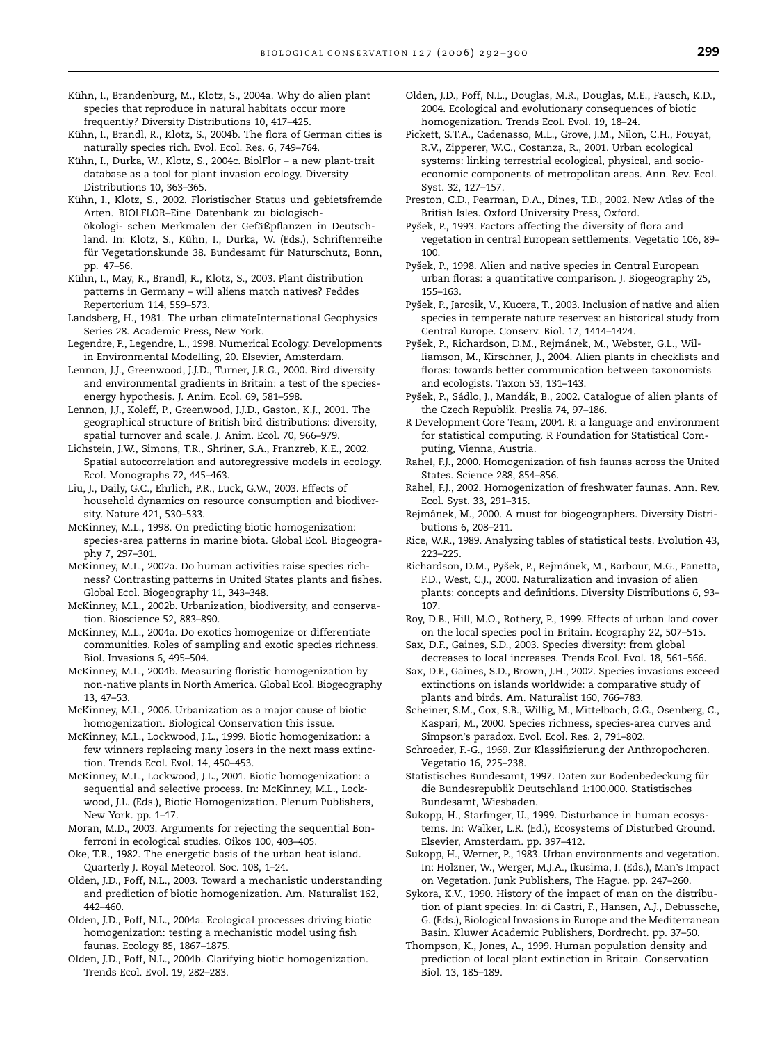Kühn, I., Brandenburg, M., Klotz, S., 2004a. Why do alien plant species that reproduce in natural habitats occur more frequently? Diversity Distributions 10, 417–425.

Kühn, I., Brandl, R., Klotz, S., 2004b. The flora of German cities is naturally species rich. Evol. Ecol. Res. 6, 749–764.

Kühn, I., Durka, W., Klotz, S., 2004c. BiolFlor – a new plant-trait database as a tool for plant invasion ecology. Diversity Distributions 10, 363–365.

Kühn, I., Klotz, S., 2002. Floristischer Status und gebietsfremde Arten. BIOLFLOR–Eine Datenbank zu biologisch-ökologi- schen Merkmalen der Gefäßpflanzen in Deutschland. In: Klotz, S., Kühn, I., Durka, W. (Eds.), Schriftenreihe für Vegetationskunde 38. Bundesamt für Naturschutz, Bonn, pp. 47–56.

Kühn, I., May, R., Brandl, R., Klotz, S., 2003. Plant distribution patterns in Germany – will aliens match natives? Feddes Repertorium 114, 559–573.

Landsberg, H., 1981. The urban climateInternational Geophysics Series 28. Academic Press, New York.

Legendre, P., Legendre, L., 1998. Numerical Ecology. Developments in Environmental Modelling, 20. Elsevier, Amsterdam.

Lennon, J.J., Greenwood, J.J.D., Turner, J.R.G., 2000. Bird diversity and environmental gradients in Britain: a test of the species-energy hypothesis. J. Anim. Ecol. 69, 581–598.

Lennon, J.J., Koleff, P., Greenwood, J.J.D., Gaston, K.J., 2001. The geographical structure of British bird distributions: diversity, spatial turnover and scale. J. Anim. Ecol. 70, 966–979.

Lichstein, J.W., Simons, T.R., Shriner, S.A., Franzreb, K.E., 2002. Spatial autocorrelation and autoregressive models in ecology. Ecol. Monographs 72, 445–463.

Liu, J., Daily, G.C., Ehrlich, P.R., Luck, G.W., 2003. Effects of household dynamics on resource consumption and biodiversity. Nature 421, 530–533.

McKinney, M.L., 1998. On predicting biotic homogenization: species-area patterns in marine biota. Global Ecol. Biogeography 7, 297–301.

McKinney, M.L., 2002a. Do human activities raise species richness? Contrasting patterns in United States plants and fishes. Global Ecol. Biogeography 11, 343–348.

McKinney, M.L., 2002b. Urbanization, biodiversity, and conservation. Bioscience 52, 883–890.

McKinney, M.L., 2004a. Do exotics homogenize or differentiate communities. Roles of sampling and exotic species richness. Biol. Invasions 6, 495–504.

McKinney, M.L., 2004b. Measuring floristic homogenization by non-native plants in North America. Global Ecol. Biogeography 13, 47–53.

McKinney, M.L., 2006. Urbanization as a major cause of biotic homogenization. Biological Conservation this issue.

McKinney, M.L., Lockwood, J.L., 1999. Biotic homogenization: a few winners replacing many losers in the next mass extinction. Trends Ecol. Evol. 14, 450–453.

McKinney, M.L., Lockwood, J.L., 2001. Biotic homogenization: a sequential and selective process. In: McKinney, M.L., Lockwood, J.L. (Eds.), Biotic Homogenization. Plenum Publishers, New York. pp. 1–17.

Moran, M.D., 2003. Arguments for rejecting the sequential Bonferroni in ecological studies. Oikos 100, 403–405.

Oke, T.R., 1982. The energetic basis of the urban heat island. Quarterly J. Royal Meteorol. Soc. 108, 1–24.

Olden, J.D., Poff, N.L., 2003. Toward a mechanistic understanding and prediction of biotic homogenization. Am. Naturalist 162, 442–460.

Olden, J.D., Poff, N.L., 2004a. Ecological processes driving biotic homogenization: testing a mechanistic model using fish faunas. Ecology 85, 1867–1875.

Olden, J.D., Poff, N.L., 2004b. Clarifying biotic homogenization. Trends Ecol. Evol. 19, 282–283.

Olden, J.D., Poff, N.L., Douglas, M.R., Douglas, M.E., Fausch, K.D., 2004. Ecological and evolutionary consequences of biotic homogenization. Trends Ecol. Evol. 19, 18–24.

Pickett, S.T.A., Cadenasso, M.L., Grove, J.M., Nilon, C.H., Pouyat, R.V., Zipperer, W.C., Costanza, R., 2001. Urban ecological systems: linking terrestrial ecological, physical, and socioeconomic components of metropolitan areas. Ann. Rev. Ecol. Syst. 32, 127–157.

Preston, C.D., Pearman, D.A., Dines, T.D., 2002. New Atlas of the British Isles. Oxford University Press, Oxford.

Pyšek, P., 1993. Factors affecting the diversity of flora and vegetation in central European settlements. Vegetatio 106, 89–100.

Pyšek, P., 1998. Alien and native species in Central European urban floras: a quantitative comparison. J. Biogeography 25, 155–163.

Pyšek, P., Jarosik, V., Kucera, T., 2003. Inclusion of native and alien species in temperate nature reserves: an historical study from Central Europe. Conserv. Biol. 17, 1414–1424.

Pyšek, P., Richardson, D.M., Rejmánek, M., Webster, G.L., Williamson, M., Kirschner, J., 2004. Alien plants in checklists and floras: towards better communication between taxonomists and ecologists. Taxon 53, 131–143.

Pyšek, P., Sádlo, J., Mandák, B., 2002. Catalogue of alien plants of the Czech Republik. Preslia 74, 97–186.

R Development Core Team, 2004. R: a language and environment for statistical computing. R Foundation for Statistical Computing, Vienna, Austria.

Rahel, F.J., 2000. Homogenization of fish faunas across the United States. Science 288, 854–856.

Rahel, F.J., 2002. Homogenization of freshwater faunas. Ann. Rev. Ecol. Syst. 33, 291–315.

Rejmánek, M., 2000. A must for biogeographers. Diversity Distributions 6, 208–211.

Rice, W.R., 1989. Analyzing tables of statistical tests. Evolution 43, 223–225.

Richardson, D.M., Pyšek, P., Rejmánek, M., Barbour, M.G., Panetta, F.D., West, C.J., 2000. Naturalization and invasion of alien plants: concepts and definitions. Diversity Distributions 6, 93–107.

Roy, D.B., Hill, M.O., Rothery, P., 1999. Effects of urban land cover on the local species pool in Britain. Ecography 22, 507–515.

Sax, D.F., Gaines, S.D., 2003. Species diversity: from global decreases to local increases. Trends Ecol. Evol. 18, 561–566.

Sax, D.F., Gaines, S.D., Brown, J.H., 2002. Species invasions exceed extinctions on islands worldwide: a comparative study of plants and birds. Am. Naturalist 160, 766–783.

Scheiner, S.M., Cox, S.B., Willig, M., Mittelbach, G.G., Osenberg, C., Kaspari, M., 2000. Species richness, species-area curves and Simpson's paradox. Evol. Ecol. Res. 2, 791–802.

Schroeder, F.-G., 1969. Zur Klassifizierung der Anthropochoren. Vegetatio 16, 225–238.

Statistisches Bundesamt, 1997. Daten zur Bodenbedeckung für die Bundesrepublik Deutschland 1:100.000. Statistisches Bundesamt, Wiesbaden.

Sukopp, H., Starfinger, U., 1999. Disturbance in human ecosystems. In: Walker, L.R. (Ed.), Ecosystems of Disturbed Ground. Elsevier, Amsterdam. pp. 397–412.

Sukopp, H., Werner, P., 1983. Urban environments and vegetation. In: Holzner, W., Werger, M.J.A., Ikusima, I. (Eds.), Man's Impact on Vegetation. Junk Publishers, The Hague. pp. 247–260.

Sykora, K.V., 1990. History of the impact of man on the distribution of plant species. In: di Castri, F., Hansen, A.J., Debussche, G. (Eds.), Biological Invasions in Europe and the Mediterranean Basin. Kluwer Academic Publishers, Dordrecht. pp. 37–50.

Thompson, K., Jones, A., 1999. Human population density and prediction of local plant extinction in Britain. Conservation Biol. 13, 185–189.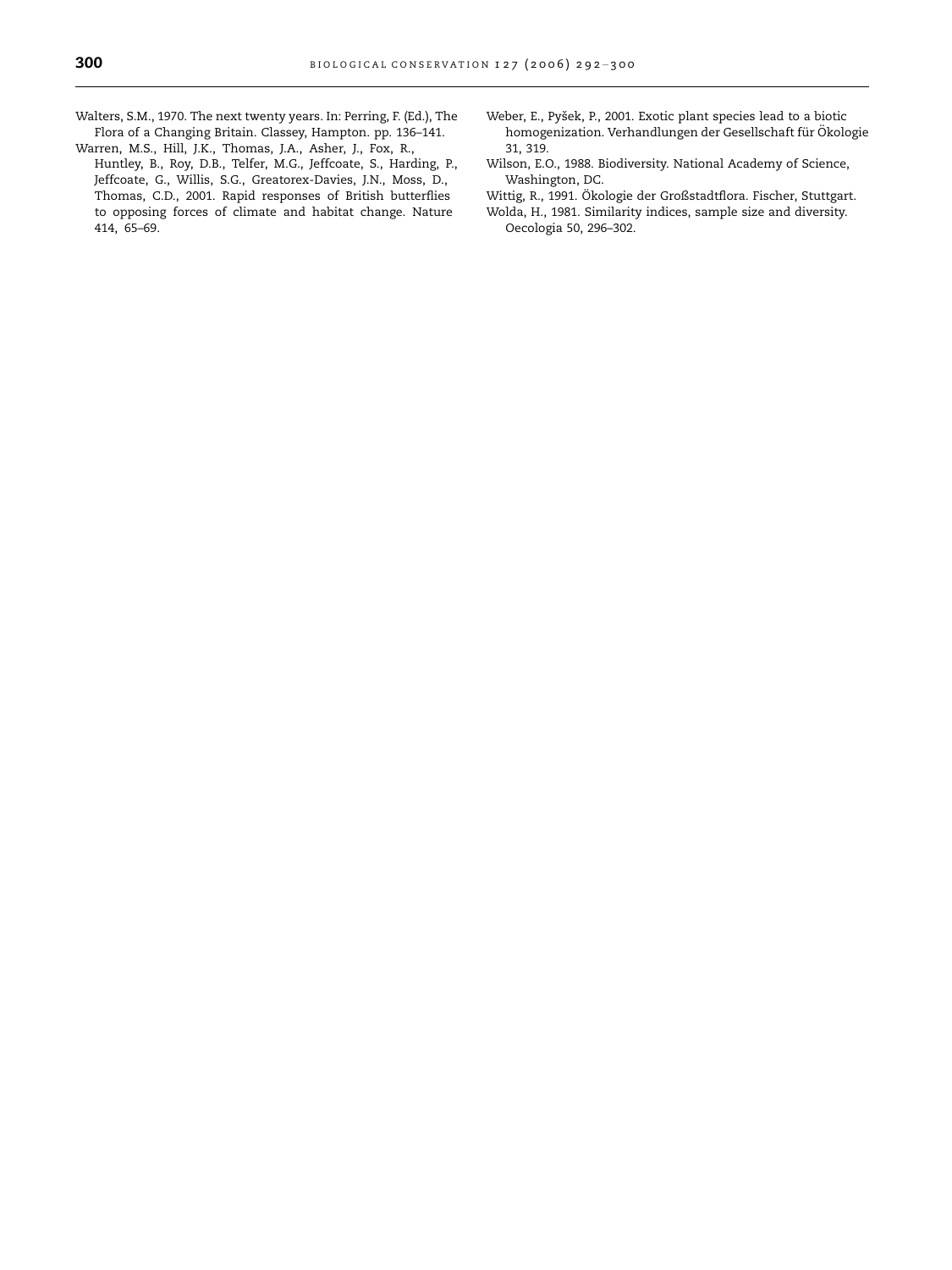Walters, S.M., 1970. The next twenty years. In: Perring, F. (Ed.), The Flora of a Changing Britain. Classey, Hampton. pp. 136–141.

Warren, M.S., Hill, J.K., Thomas, J.A., Asher, J., Fox, R., Huntley, B., Roy, D.B., Telfer, M.G., Jeffcoate, S., Harding, P., Jeffcoate, G., Willis, S.G., Greatorex-Davies, J.N., Moss, D., Thomas, C.D., 2001. Rapid responses of British butterflies to opposing forces of climate and habitat change. Nature 414, 65–69.

Weber, E., Pyšek, P., 2001. Exotic plant species lead to a biotic homogenization. Verhandlungen der Gesellschaft für Ökologie 31, 319.

Wilson, E.O., 1988. Biodiversity. National Academy of Science, Washington, DC.

Wittig, R., 1991. Ökologie der Großstadtflora. Fischer, Stuttgart.

Wolda, H., 1981. Similarity indices, sample size and diversity. Oecologia 50, 296–302.